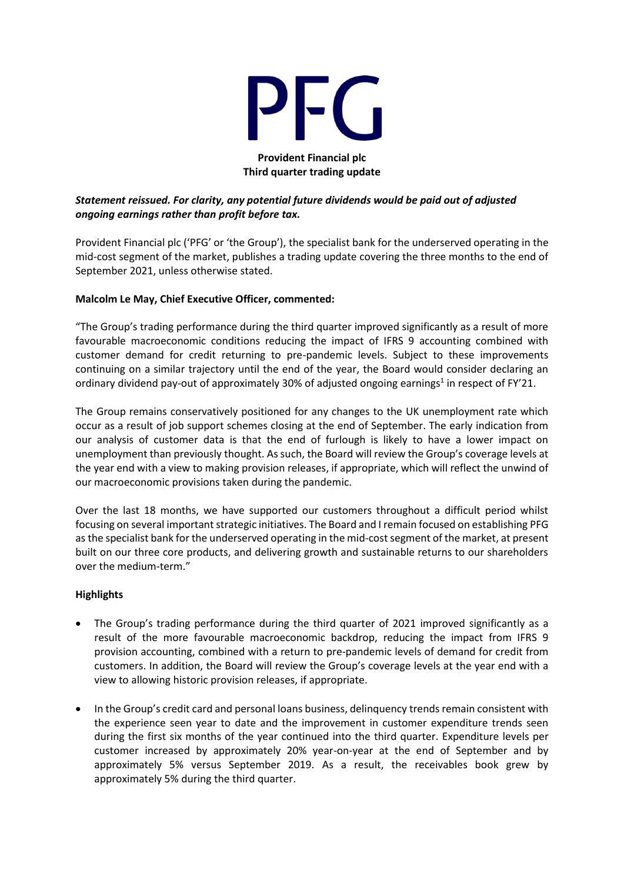# PFG

**Provident Financial plc**
**Third quarter trading update**

***Statement reissued. For clarity, any potential future dividends would be paid out of adjusted ongoing earnings rather than profit before tax.***

Provident Financial plc ('PFG' or 'the Group'), the specialist bank for the underserved operating in the mid-cost segment of the market, publishes a trading update covering the three months to the end of September 2021, unless otherwise stated.

**Malcolm Le May, Chief Executive Officer, commented:**

"The Group's trading performance during the third quarter improved significantly as a result of more favourable macroeconomic conditions reducing the impact of IFRS 9 accounting combined with customer demand for credit returning to pre-pandemic levels. Subject to these improvements continuing on a similar trajectory until the end of the year, the Board would consider declaring an ordinary dividend pay-out of approximately 30% of adjusted ongoing earnings[1] in respect of FY'21.

The Group remains conservatively positioned for any changes to the UK unemployment rate which occur as a result of job support schemes closing at the end of September. The early indication from our analysis of customer data is that the end of furlough is likely to have a lower impact on unemployment than previously thought. As such, the Board will review the Group's coverage levels at the year end with a view to making provision releases, if appropriate, which will reflect the unwind of our macroeconomic provisions taken during the pandemic.

Over the last 18 months, we have supported our customers throughout a difficult period whilst focusing on several important strategic initiatives. The Board and I remain focused on establishing PFG as the specialist bank for the underserved operating in the mid-cost segment of the market, at present built on our three core products, and delivering growth and sustainable returns to our shareholders over the medium-term."

**Highlights**

- The Group's trading performance during the third quarter of 2021 improved significantly as a result of the more favourable macroeconomic backdrop, reducing the impact from IFRS 9 provision accounting, combined with a return to pre-pandemic levels of demand for credit from customers. In addition, the Board will review the Group's coverage levels at the year end with a view to allowing historic provision releases, if appropriate.
- In the Group's credit card and personal loans business, delinquency trends remain consistent with the experience seen year to date and the improvement in customer expenditure trends seen during the first six months of the year continued into the third quarter. Expenditure levels per customer increased by approximately 20% year-on-year at the end of September and by approximately 5% versus September 2019. As a result, the receivables book grew by approximately 5% during the third quarter.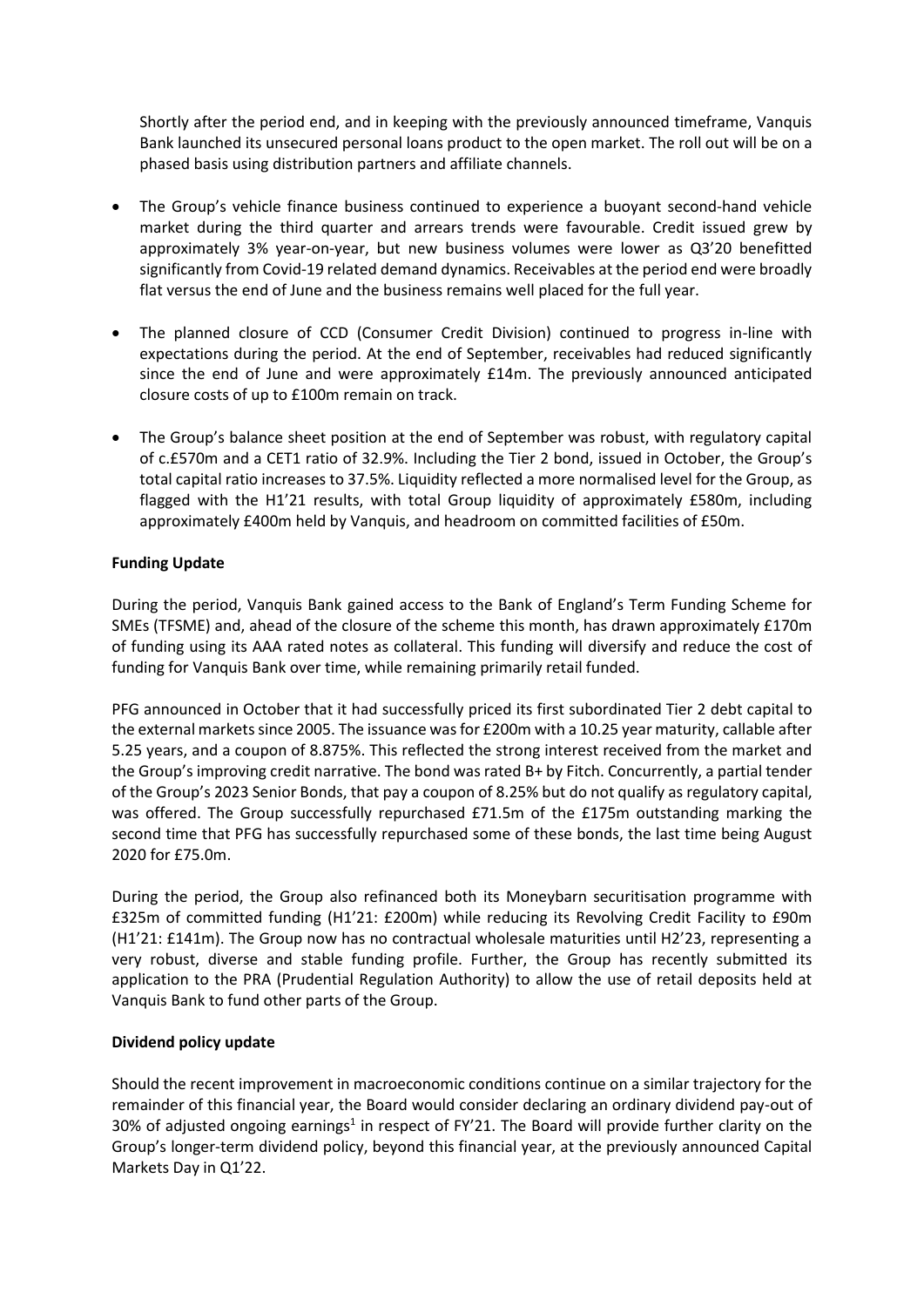Shortly after the period end, and in keeping with the previously announced timeframe, Vanquis Bank launched its unsecured personal loans product to the open market. The roll out will be on a phased basis using distribution partners and affiliate channels.

- The Group's vehicle finance business continued to experience a buoyant second-hand vehicle market during the third quarter and arrears trends were favourable. Credit issued grew by approximately 3% year-on-year, but new business volumes were lower as Q3'20 benefitted significantly from Covid-19 related demand dynamics. Receivables at the period end were broadly flat versus the end of June and the business remains well placed for the full year.
- The planned closure of CCD (Consumer Credit Division) continued to progress in-line with expectations during the period. At the end of September, receivables had reduced significantly since the end of June and were approximately £14m. The previously announced anticipated closure costs of up to £100m remain on track.
- The Group's balance sheet position at the end of September was robust, with regulatory capital of c.£570m and a CET1 ratio of 32.9%. Including the Tier 2 bond, issued in October, the Group's total capital ratio increases to 37.5%. Liquidity reflected a more normalised level for the Group, as flagged with the H1'21 results, with total Group liquidity of approximately £580m, including approximately £400m held by Vanquis, and headroom on committed facilities of £50m.

**Funding Update**

During the period, Vanquis Bank gained access to the Bank of England's Term Funding Scheme for SMEs (TFSME) and, ahead of the closure of the scheme this month, has drawn approximately £170m of funding using its AAA rated notes as collateral. This funding will diversify and reduce the cost of funding for Vanquis Bank over time, while remaining primarily retail funded.

PFG announced in October that it had successfully priced its first subordinated Tier 2 debt capital to the external markets since 2005. The issuance was for £200m with a 10.25 year maturity, callable after 5.25 years, and a coupon of 8.875%. This reflected the strong interest received from the market and the Group's improving credit narrative. The bond was rated B+ by Fitch. Concurrently, a partial tender of the Group's 2023 Senior Bonds, that pay a coupon of 8.25% but do not qualify as regulatory capital, was offered. The Group successfully repurchased £71.5m of the £175m outstanding marking the second time that PFG has successfully repurchased some of these bonds, the last time being August 2020 for £75.0m.

During the period, the Group also refinanced both its Moneybarn securitisation programme with £325m of committed funding (H1'21: £200m) while reducing its Revolving Credit Facility to £90m (H1'21: £141m). The Group now has no contractual wholesale maturities until H2'23, representing a very robust, diverse and stable funding profile. Further, the Group has recently submitted its application to the PRA (Prudential Regulation Authority) to allow the use of retail deposits held at Vanquis Bank to fund other parts of the Group.

**Dividend policy update**

Should the recent improvement in macroeconomic conditions continue on a similar trajectory for the remainder of this financial year, the Board would consider declaring an ordinary dividend pay-out of 30% of adjusted ongoing earnings[1] in respect of FY'21. The Board will provide further clarity on the Group's longer-term dividend policy, beyond this financial year, at the previously announced Capital Markets Day in Q1'22.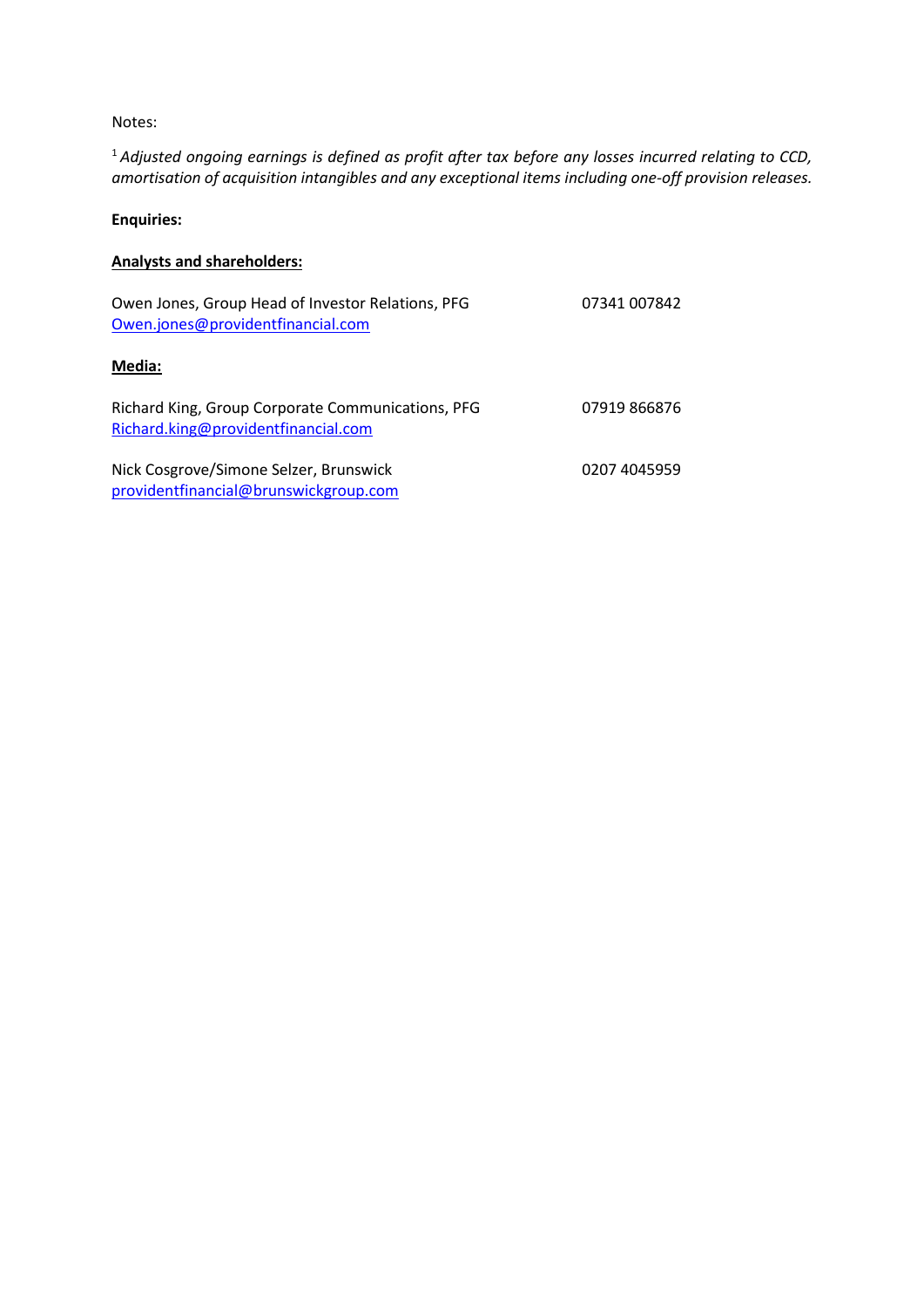Notes:

[1] *Adjusted ongoing earnings is defined as profit after tax before any losses incurred relating to CCD, amortisation of acquisition intangibles and any exceptional items including one-off provision releases.*

**Enquiries:**

**Analysts and shareholders:**

| | |
|---|---|
| Owen Jones, Group Head of Investor Relations, PFG<br>Owen.jones@providentfinancial.com | 07341 007842 |

**Media:**

| | |
|---|---|
| Richard King, Group Corporate Communications, PFG<br>Richard.king@providentfinancial.com | 07919 866876 |
| Nick Cosgrove/Simone Selzer, Brunswick<br>providentfinancial@brunswickgroup.com | 0207 4045959 |